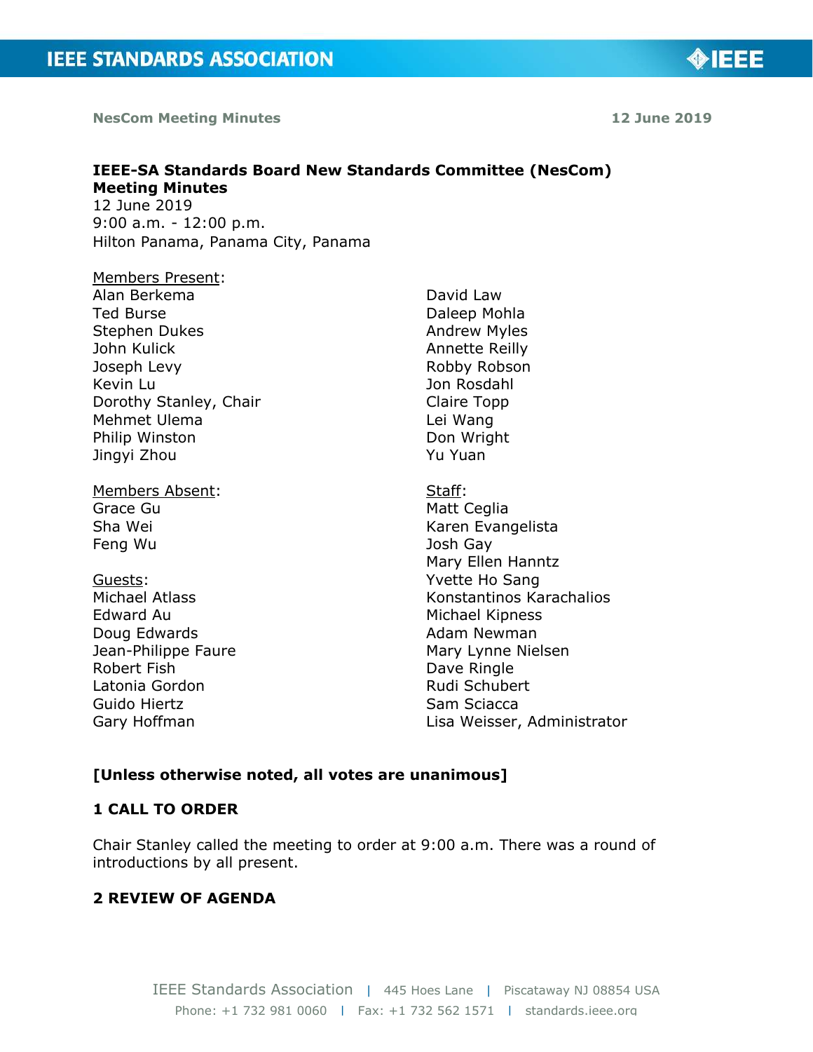**NesCom Meeting Minutes** **12 June 2019**

# IEEE-SA Standards Board New Standards Committee (NesCom) Meeting Minutes

12 June 2019
9:00 a.m. - 12:00 p.m.
Hilton Panama, Panama City, Panama

Members Present:
Alan Berkema
Ted Burse
Stephen Dukes
John Kulick
Joseph Levy
Kevin Lu
Dorothy Stanley, Chair
Mehmet Ulema
Philip Winston
Jingyi Zhou
David Law
Daleep Mohla
Andrew Myles
Annette Reilly
Robby Robson
Jon Rosdahl
Claire Topp
Lei Wang
Don Wright
Yu Yuan

Members Absent:
Grace Gu
Sha Wei
Feng Wu

Guests:
Michael Atlass
Edward Au
Doug Edwards
Jean-Philippe Faure
Robert Fish
Latonia Gordon
Guido Hiertz
Gary Hoffman

Staff:
Matt Ceglia
Karen Evangelista
Josh Gay
Mary Ellen Hanntz
Yvette Ho Sang
Konstantinos Karachalios
Michael Kipness
Adam Newman
Mary Lynne Nielsen
Dave Ringle
Rudi Schubert
Sam Sciacca
Lisa Weisser, Administrator

**[Unless otherwise noted, all votes are unanimous]**

## 1 CALL TO ORDER

Chair Stanley called the meeting to order at 9:00 a.m. There was a round of introductions by all present.

## 2 REVIEW OF AGENDA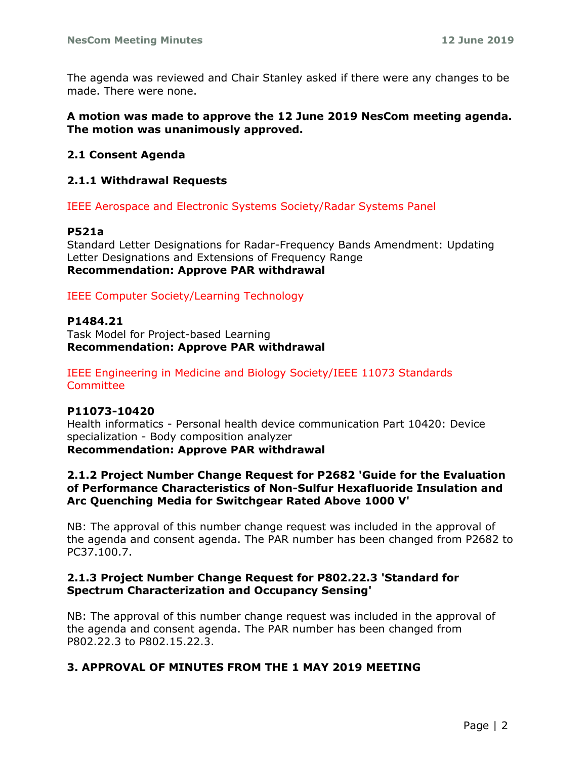The agenda was reviewed and Chair Stanley asked if there were any changes to be made. There were none.

**A motion was made to approve the 12 June 2019 NesCom meeting agenda. The motion was unanimously approved.**

### 2.1 Consent Agenda

### 2.1.1 Withdrawal Requests

IEEE Aerospace and Electronic Systems Society/Radar Systems Panel

**P521a**
Standard Letter Designations for Radar-Frequency Bands Amendment: Updating Letter Designations and Extensions of Frequency Range
**Recommendation: Approve PAR withdrawal**

IEEE Computer Society/Learning Technology

**P1484.21**
Task Model for Project-based Learning
**Recommendation: Approve PAR withdrawal**

IEEE Engineering in Medicine and Biology Society/IEEE 11073 Standards Committee

**P11073-10420**
Health informatics - Personal health device communication Part 10420: Device specialization - Body composition analyzer
**Recommendation: Approve PAR withdrawal**

### 2.1.2 Project Number Change Request for P2682 'Guide for the Evaluation of Performance Characteristics of Non-Sulfur Hexafluoride Insulation and Arc Quenching Media for Switchgear Rated Above 1000 V'

NB: The approval of this number change request was included in the approval of the agenda and consent agenda. The PAR number has been changed from P2682 to PC37.100.7.

### 2.1.3 Project Number Change Request for P802.22.3 'Standard for Spectrum Characterization and Occupancy Sensing'

NB: The approval of this number change request was included in the approval of the agenda and consent agenda. The PAR number has been changed from P802.22.3 to P802.15.22.3.

## 3. APPROVAL OF MINUTES FROM THE 1 MAY 2019 MEETING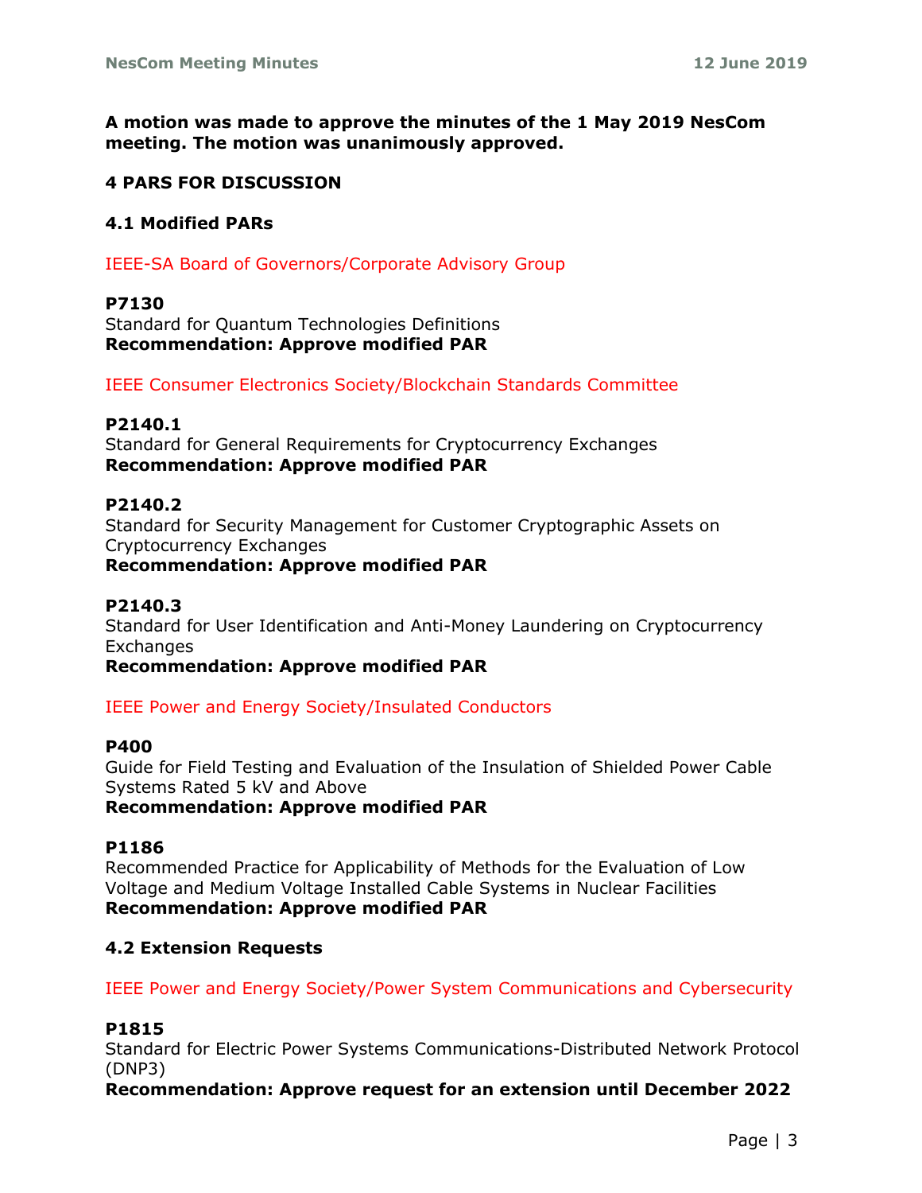**A motion was made to approve the minutes of the 1 May 2019 NesCom meeting. The motion was unanimously approved.**

## 4 PARS FOR DISCUSSION

### 4.1 Modified PARs

IEEE-SA Board of Governors/Corporate Advisory Group

**P7130**
Standard for Quantum Technologies Definitions
**Recommendation: Approve modified PAR**

IEEE Consumer Electronics Society/Blockchain Standards Committee

**P2140.1**
Standard for General Requirements for Cryptocurrency Exchanges
**Recommendation: Approve modified PAR**

**P2140.2**
Standard for Security Management for Customer Cryptographic Assets on Cryptocurrency Exchanges
**Recommendation: Approve modified PAR**

**P2140.3**
Standard for User Identification and Anti-Money Laundering on Cryptocurrency Exchanges
**Recommendation: Approve modified PAR**

IEEE Power and Energy Society/Insulated Conductors

**P400**
Guide for Field Testing and Evaluation of the Insulation of Shielded Power Cable Systems Rated 5 kV and Above
**Recommendation: Approve modified PAR**

**P1186**
Recommended Practice for Applicability of Methods for the Evaluation of Low Voltage and Medium Voltage Installed Cable Systems in Nuclear Facilities
**Recommendation: Approve modified PAR**

### 4.2 Extension Requests

IEEE Power and Energy Society/Power System Communications and Cybersecurity

**P1815**
Standard for Electric Power Systems Communications-Distributed Network Protocol (DNP3)
**Recommendation: Approve request for an extension until December 2022**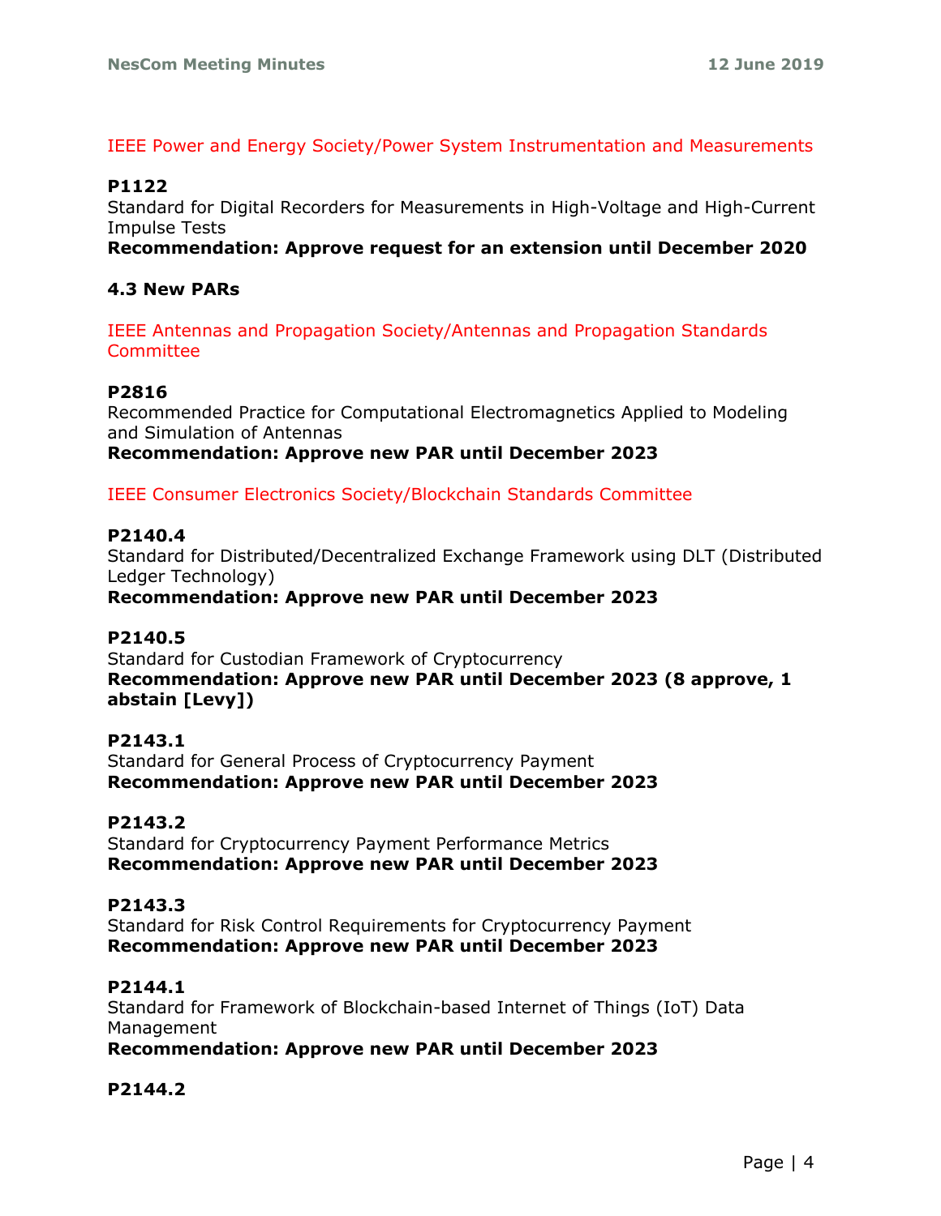IEEE Power and Energy Society/Power System Instrumentation and Measurements

**P1122**
Standard for Digital Recorders for Measurements in High-Voltage and High-Current Impulse Tests
**Recommendation: Approve request for an extension until December 2020**

### 4.3 New PARs

IEEE Antennas and Propagation Society/Antennas and Propagation Standards Committee

**P2816**
Recommended Practice for Computational Electromagnetics Applied to Modeling and Simulation of Antennas
**Recommendation: Approve new PAR until December 2023**

IEEE Consumer Electronics Society/Blockchain Standards Committee

**P2140.4**
Standard for Distributed/Decentralized Exchange Framework using DLT (Distributed Ledger Technology)
**Recommendation: Approve new PAR until December 2023**

**P2140.5**
Standard for Custodian Framework of Cryptocurrency
**Recommendation: Approve new PAR until December 2023 (8 approve, 1 abstain [Levy])**

**P2143.1**
Standard for General Process of Cryptocurrency Payment
**Recommendation: Approve new PAR until December 2023**

**P2143.2**
Standard for Cryptocurrency Payment Performance Metrics
**Recommendation: Approve new PAR until December 2023**

**P2143.3**
Standard for Risk Control Requirements for Cryptocurrency Payment
**Recommendation: Approve new PAR until December 2023**

**P2144.1**
Standard for Framework of Blockchain-based Internet of Things (IoT) Data Management
**Recommendation: Approve new PAR until December 2023**

**P2144.2**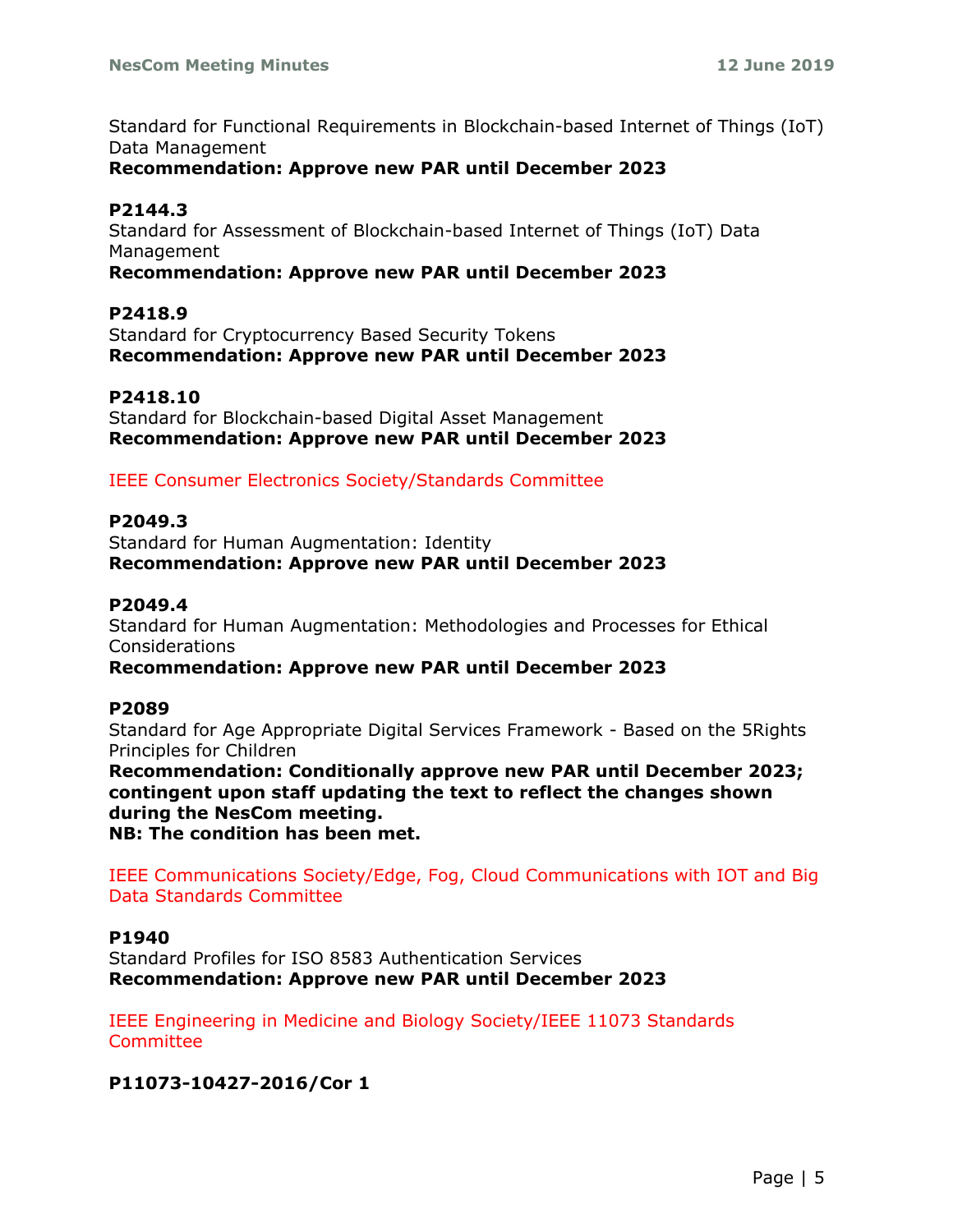Standard for Functional Requirements in Blockchain-based Internet of Things (IoT) Data Management
**Recommendation: Approve new PAR until December 2023**

**P2144.3**
Standard for Assessment of Blockchain-based Internet of Things (IoT) Data Management
**Recommendation: Approve new PAR until December 2023**

**P2418.9**
Standard for Cryptocurrency Based Security Tokens
**Recommendation: Approve new PAR until December 2023**

**P2418.10**
Standard for Blockchain-based Digital Asset Management
**Recommendation: Approve new PAR until December 2023**

IEEE Consumer Electronics Society/Standards Committee

**P2049.3**
Standard for Human Augmentation: Identity
**Recommendation: Approve new PAR until December 2023**

**P2049.4**
Standard for Human Augmentation: Methodologies and Processes for Ethical Considerations
**Recommendation: Approve new PAR until December 2023**

**P2089**
Standard for Age Appropriate Digital Services Framework - Based on the 5Rights Principles for Children
**Recommendation: Conditionally approve new PAR until December 2023; contingent upon staff updating the text to reflect the changes shown during the NesCom meeting.**
**NB: The condition has been met.**

IEEE Communications Society/Edge, Fog, Cloud Communications with IOT and Big Data Standards Committee

**P1940**
Standard Profiles for ISO 8583 Authentication Services
**Recommendation: Approve new PAR until December 2023**

IEEE Engineering in Medicine and Biology Society/IEEE 11073 Standards Committee

**P11073-10427-2016/Cor 1**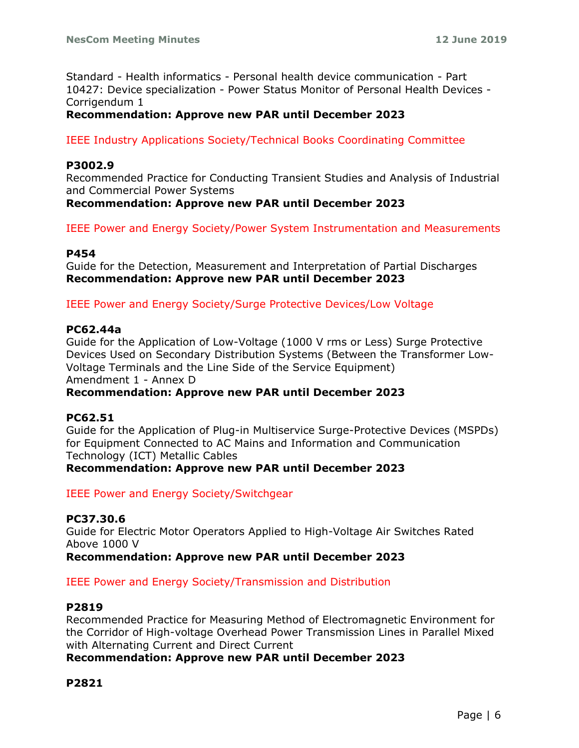Standard - Health informatics - Personal health device communication - Part 10427: Device specialization - Power Status Monitor of Personal Health Devices - Corrigendum 1
**Recommendation: Approve new PAR until December 2023**

IEEE Industry Applications Society/Technical Books Coordinating Committee

**P3002.9**
Recommended Practice for Conducting Transient Studies and Analysis of Industrial and Commercial Power Systems
**Recommendation: Approve new PAR until December 2023**

IEEE Power and Energy Society/Power System Instrumentation and Measurements

**P454**
Guide for the Detection, Measurement and Interpretation of Partial Discharges
**Recommendation: Approve new PAR until December 2023**

IEEE Power and Energy Society/Surge Protective Devices/Low Voltage

**PC62.44a**
Guide for the Application of Low-Voltage (1000 V rms or Less) Surge Protective Devices Used on Secondary Distribution Systems (Between the Transformer Low-Voltage Terminals and the Line Side of the Service Equipment)
Amendment 1 - Annex D
**Recommendation: Approve new PAR until December 2023**

**PC62.51**
Guide for the Application of Plug-in Multiservice Surge-Protective Devices (MSPDs) for Equipment Connected to AC Mains and Information and Communication Technology (ICT) Metallic Cables
**Recommendation: Approve new PAR until December 2023**

IEEE Power and Energy Society/Switchgear

**PC37.30.6**
Guide for Electric Motor Operators Applied to High-Voltage Air Switches Rated Above 1000 V
**Recommendation: Approve new PAR until December 2023**

IEEE Power and Energy Society/Transmission and Distribution

**P2819**
Recommended Practice for Measuring Method of Electromagnetic Environment for the Corridor of High-voltage Overhead Power Transmission Lines in Parallel Mixed with Alternating Current and Direct Current
**Recommendation: Approve new PAR until December 2023**

**P2821**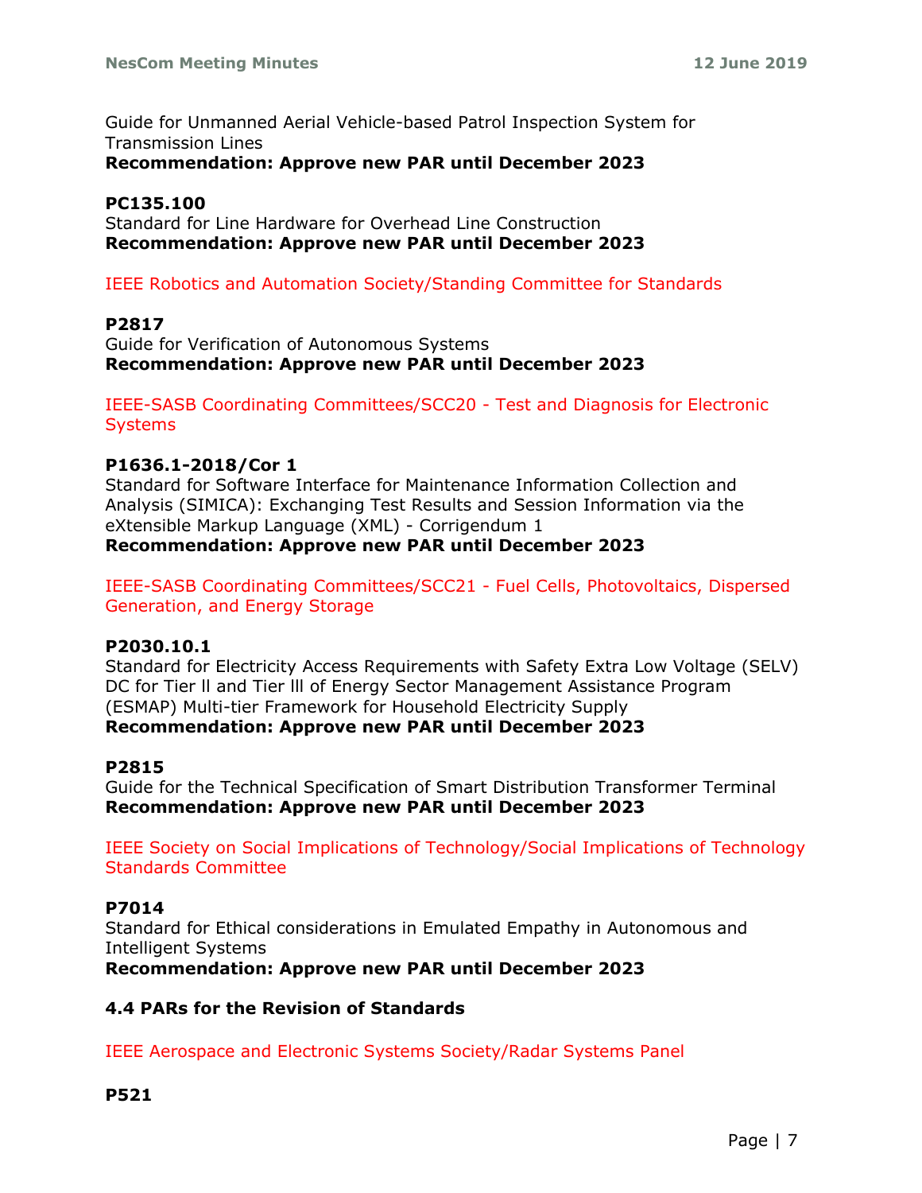Guide for Unmanned Aerial Vehicle-based Patrol Inspection System for Transmission Lines
**Recommendation: Approve new PAR until December 2023**

**PC135.100**
Standard for Line Hardware for Overhead Line Construction
**Recommendation: Approve new PAR until December 2023**

IEEE Robotics and Automation Society/Standing Committee for Standards

**P2817**
Guide for Verification of Autonomous Systems
**Recommendation: Approve new PAR until December 2023**

IEEE-SASB Coordinating Committees/SCC20 - Test and Diagnosis for Electronic Systems

**P1636.1-2018/Cor 1**
Standard for Software Interface for Maintenance Information Collection and Analysis (SIMICA): Exchanging Test Results and Session Information via the eXtensible Markup Language (XML) - Corrigendum 1
**Recommendation: Approve new PAR until December 2023**

IEEE-SASB Coordinating Committees/SCC21 - Fuel Cells, Photovoltaics, Dispersed Generation, and Energy Storage

**P2030.10.1**
Standard for Electricity Access Requirements with Safety Extra Low Voltage (SELV) DC for Tier ll and Tier lll of Energy Sector Management Assistance Program (ESMAP) Multi-tier Framework for Household Electricity Supply
**Recommendation: Approve new PAR until December 2023**

**P2815**
Guide for the Technical Specification of Smart Distribution Transformer Terminal
**Recommendation: Approve new PAR until December 2023**

IEEE Society on Social Implications of Technology/Social Implications of Technology Standards Committee

**P7014**
Standard for Ethical considerations in Emulated Empathy in Autonomous and Intelligent Systems
**Recommendation: Approve new PAR until December 2023**

### 4.4 PARs for the Revision of Standards

IEEE Aerospace and Electronic Systems Society/Radar Systems Panel

**P521**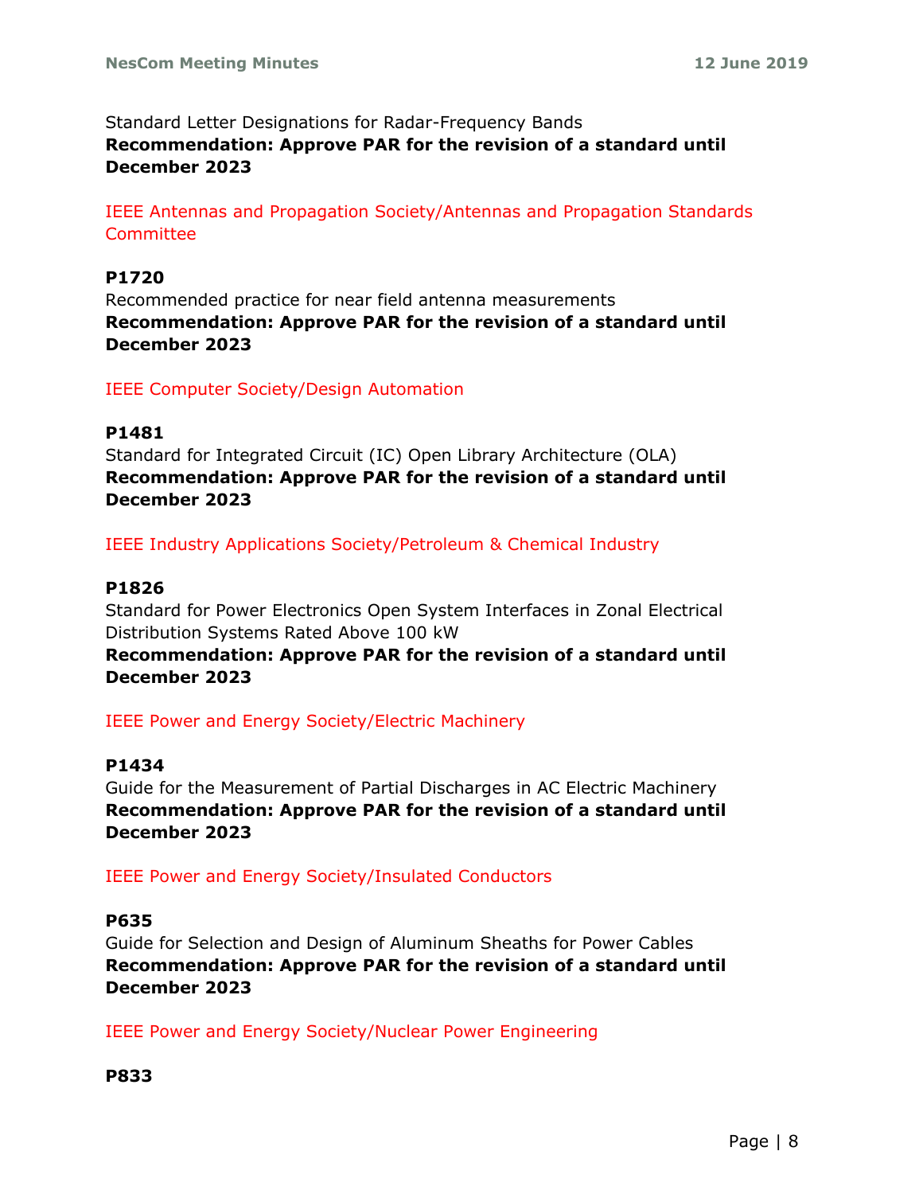Standard Letter Designations for Radar-Frequency Bands
**Recommendation: Approve PAR for the revision of a standard until December 2023**

IEEE Antennas and Propagation Society/Antennas and Propagation Standards Committee

**P1720**
Recommended practice for near field antenna measurements
**Recommendation: Approve PAR for the revision of a standard until December 2023**

IEEE Computer Society/Design Automation

**P1481**
Standard for Integrated Circuit (IC) Open Library Architecture (OLA)
**Recommendation: Approve PAR for the revision of a standard until December 2023**

IEEE Industry Applications Society/Petroleum & Chemical Industry

**P1826**
Standard for Power Electronics Open System Interfaces in Zonal Electrical Distribution Systems Rated Above 100 kW
**Recommendation: Approve PAR for the revision of a standard until December 2023**

IEEE Power and Energy Society/Electric Machinery

**P1434**
Guide for the Measurement of Partial Discharges in AC Electric Machinery
**Recommendation: Approve PAR for the revision of a standard until December 2023**

IEEE Power and Energy Society/Insulated Conductors

**P635**
Guide for Selection and Design of Aluminum Sheaths for Power Cables
**Recommendation: Approve PAR for the revision of a standard until December 2023**

IEEE Power and Energy Society/Nuclear Power Engineering

**P833**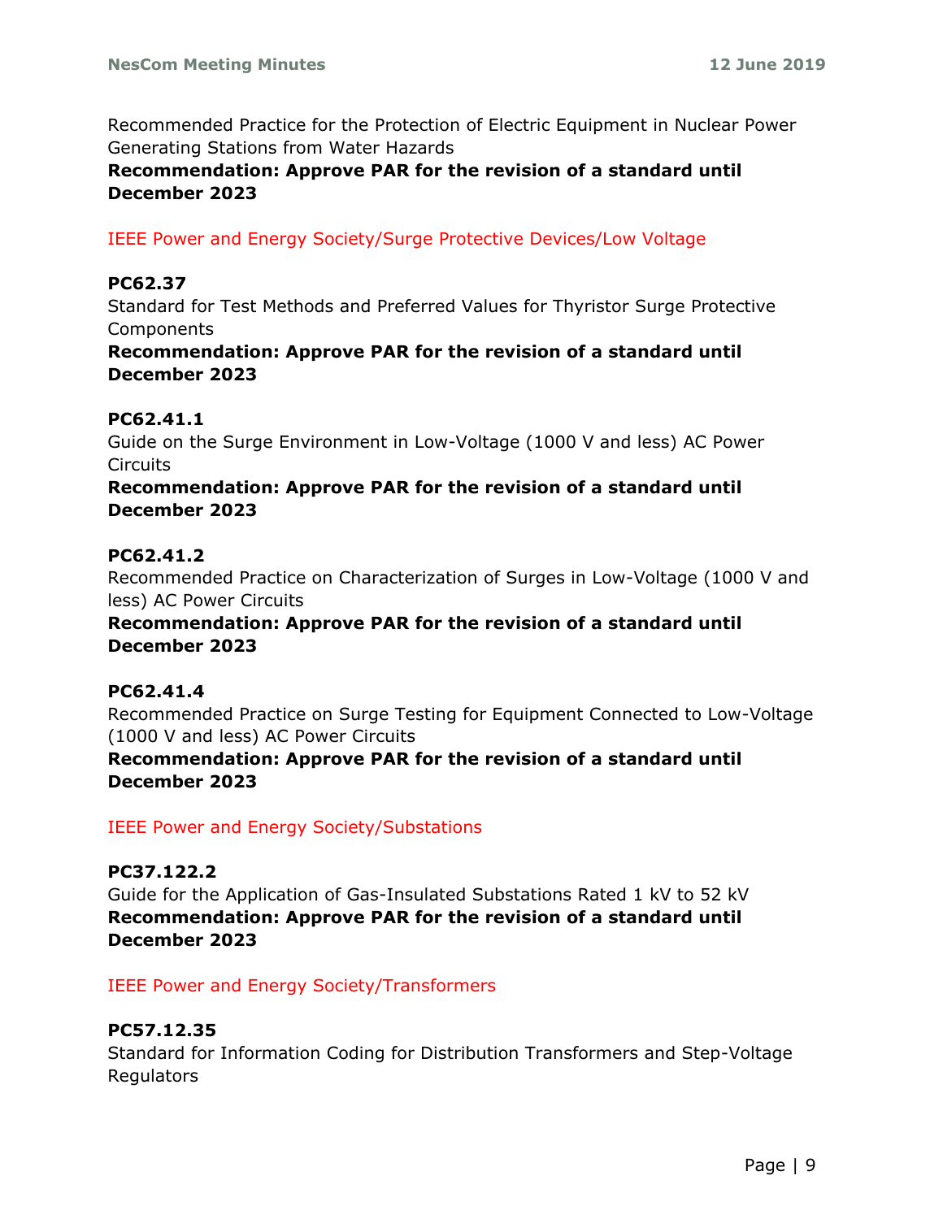Recommended Practice for the Protection of Electric Equipment in Nuclear Power Generating Stations from Water Hazards

**Recommendation: Approve PAR for the revision of a standard until December 2023**

IEEE Power and Energy Society/Surge Protective Devices/Low Voltage

**PC62.37**

Standard for Test Methods and Preferred Values for Thyristor Surge Protective Components

**Recommendation: Approve PAR for the revision of a standard until December 2023**

**PC62.41.1**

Guide on the Surge Environment in Low-Voltage (1000 V and less) AC Power Circuits

**Recommendation: Approve PAR for the revision of a standard until December 2023**

**PC62.41.2**

Recommended Practice on Characterization of Surges in Low-Voltage (1000 V and less) AC Power Circuits

**Recommendation: Approve PAR for the revision of a standard until December 2023**

**PC62.41.4**

Recommended Practice on Surge Testing for Equipment Connected to Low-Voltage (1000 V and less) AC Power Circuits

**Recommendation: Approve PAR for the revision of a standard until December 2023**

IEEE Power and Energy Society/Substations

**PC37.122.2**

Guide for the Application of Gas-Insulated Substations Rated 1 kV to 52 kV

**Recommendation: Approve PAR for the revision of a standard until December 2023**

IEEE Power and Energy Society/Transformers

**PC57.12.35**

Standard for Information Coding for Distribution Transformers and Step-Voltage Regulators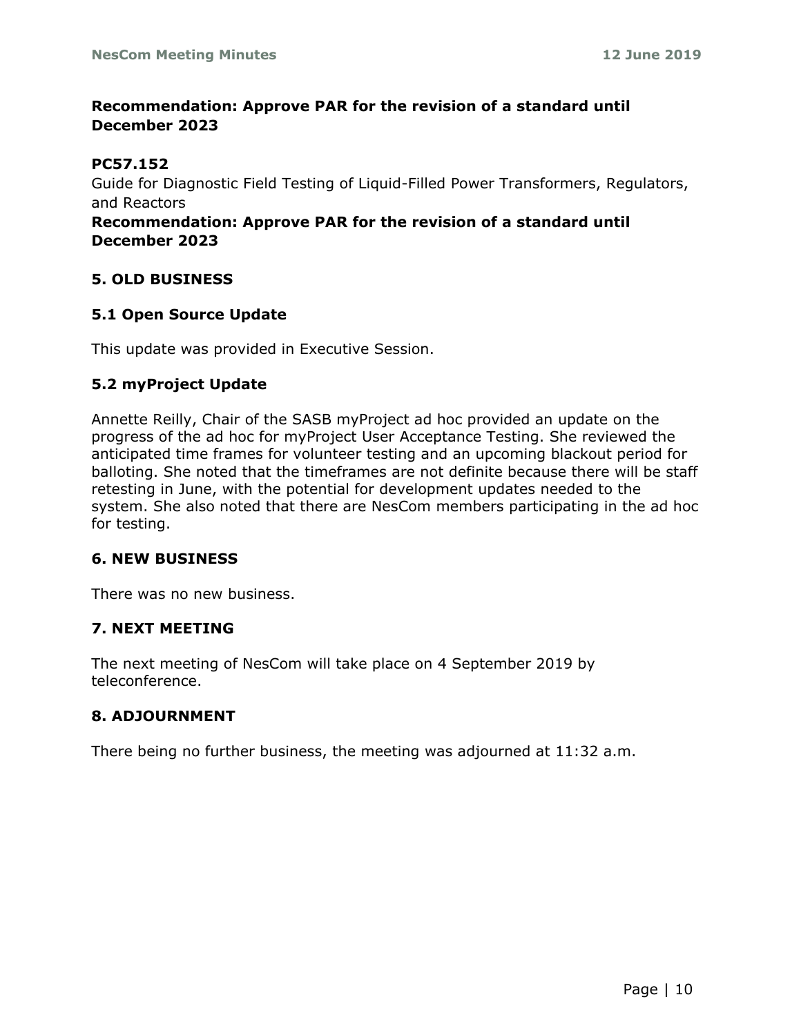**Recommendation: Approve PAR for the revision of a standard until December 2023**

**PC57.152**

Guide for Diagnostic Field Testing of Liquid-Filled Power Transformers, Regulators, and Reactors

**Recommendation: Approve PAR for the revision of a standard until December 2023**

## 5. OLD BUSINESS

### 5.1 Open Source Update

This update was provided in Executive Session.

### 5.2 myProject Update

Annette Reilly, Chair of the SASB myProject ad hoc provided an update on the progress of the ad hoc for myProject User Acceptance Testing. She reviewed the anticipated time frames for volunteer testing and an upcoming blackout period for balloting. She noted that the timeframes are not definite because there will be staff retesting in June, with the potential for development updates needed to the system. She also noted that there are NesCom members participating in the ad hoc for testing.

## 6. NEW BUSINESS

There was no new business.

## 7. NEXT MEETING

The next meeting of NesCom will take place on 4 September 2019 by teleconference.

## 8. ADJOURNMENT

There being no further business, the meeting was adjourned at 11:32 a.m.